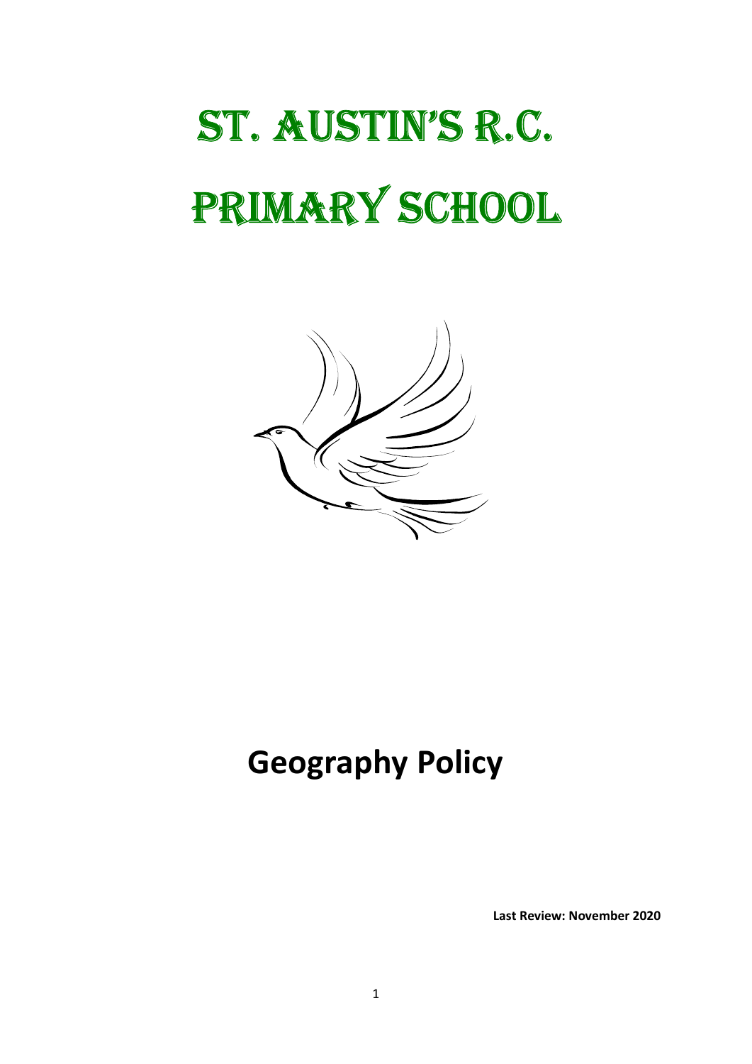# St. Austin's R.C. Primary School

# Geography Policy

**Last Review: November 2020**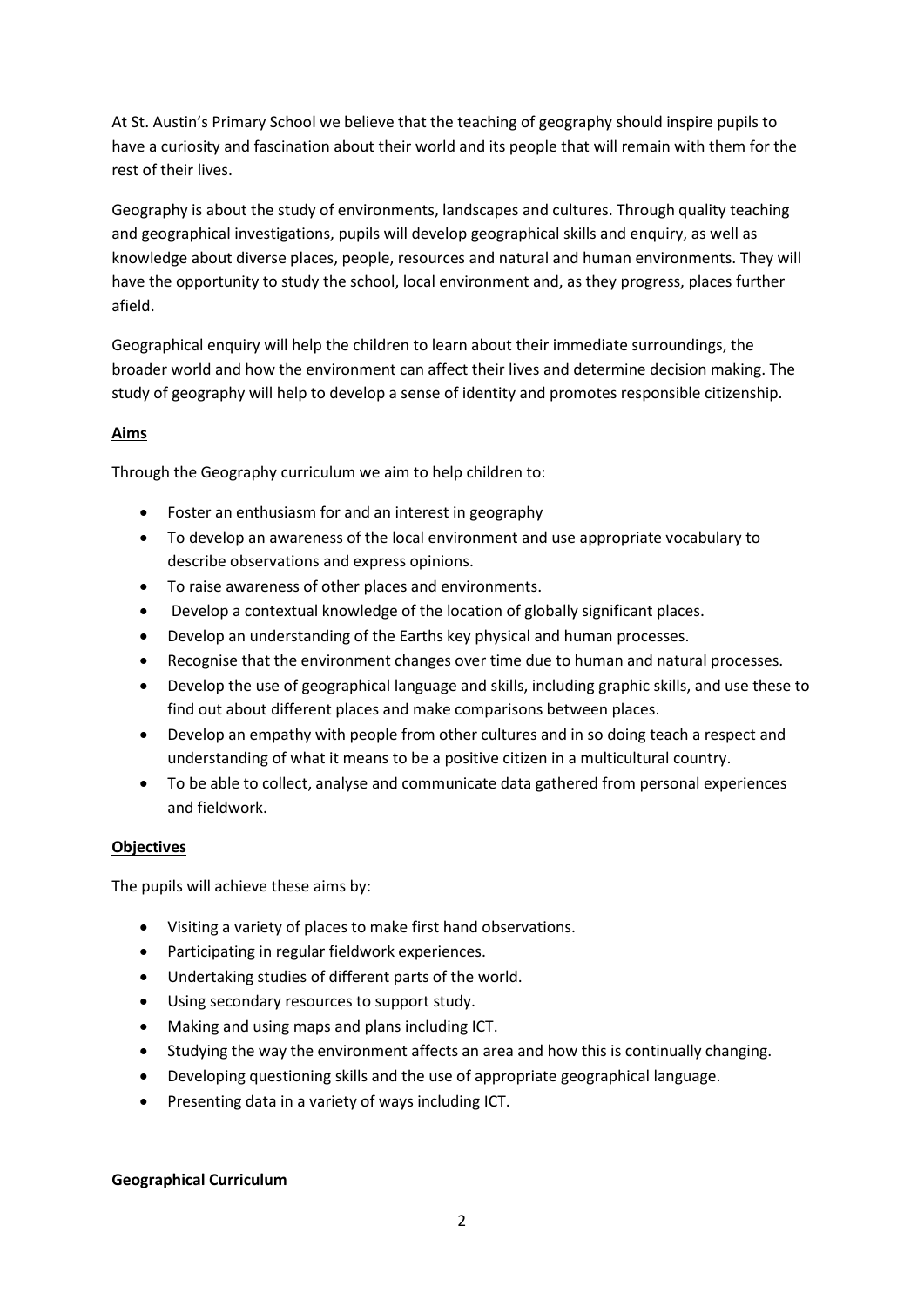At St. Austin's Primary School we believe that the teaching of geography should inspire pupils to have a curiosity and fascination about their world and its people that will remain with them for the rest of their lives.

Geography is about the study of environments, landscapes and cultures. Through quality teaching and geographical investigations, pupils will develop geographical skills and enquiry, as well as knowledge about diverse places, people, resources and natural and human environments. They will have the opportunity to study the school, local environment and, as they progress, places further afield.

Geographical enquiry will help the children to learn about their immediate surroundings, the broader world and how the environment can affect their lives and determine decision making. The study of geography will help to develop a sense of identity and promotes responsible citizenship.

## Aims

Through the Geography curriculum we aim to help children to:

- Foster an enthusiasm for and an interest in geography
- To develop an awareness of the local environment and use appropriate vocabulary to describe observations and express opinions.
- To raise awareness of other places and environments.
- Develop a contextual knowledge of the location of globally significant places.
- Develop an understanding of the Earths key physical and human processes.
- Recognise that the environment changes over time due to human and natural processes.
- Develop the use of geographical language and skills, including graphic skills, and use these to find out about different places and make comparisons between places.
- Develop an empathy with people from other cultures and in so doing teach a respect and understanding of what it means to be a positive citizen in a multicultural country.
- To be able to collect, analyse and communicate data gathered from personal experiences and fieldwork.

## Objectives

The pupils will achieve these aims by:

- Visiting a variety of places to make first hand observations.
- Participating in regular fieldwork experiences.
- Undertaking studies of different parts of the world.
- Using secondary resources to support study.
- Making and using maps and plans including ICT.
- Studying the way the environment affects an area and how this is continually changing.
- Developing questioning skills and the use of appropriate geographical language.
- Presenting data in a variety of ways including ICT.

## Geographical Curriculum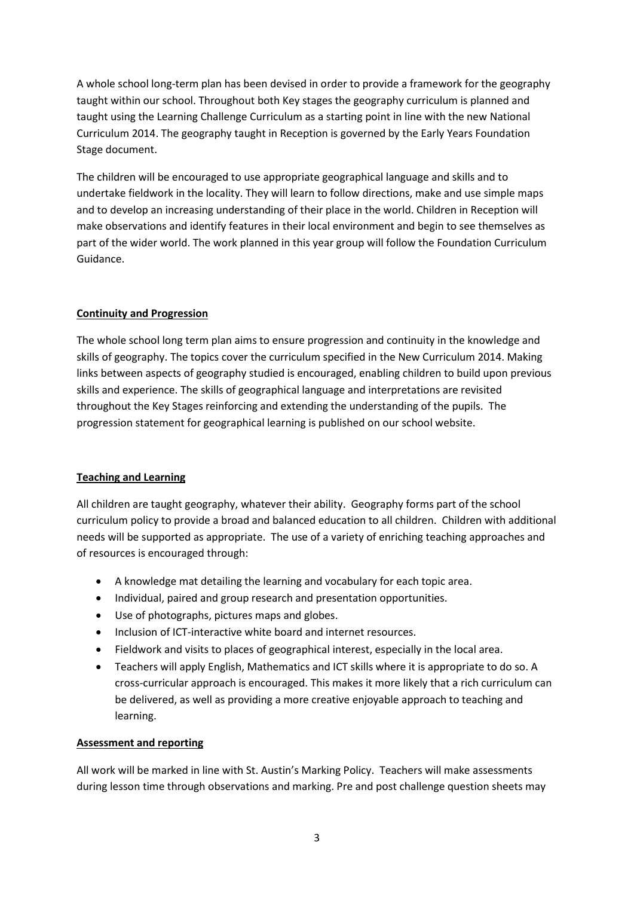A whole school long-term plan has been devised in order to provide a framework for the geography taught within our school. Throughout both Key stages the geography curriculum is planned and taught using the Learning Challenge Curriculum as a starting point in line with the new National Curriculum 2014. The geography taught in Reception is governed by the Early Years Foundation Stage document.

The children will be encouraged to use appropriate geographical language and skills and to undertake fieldwork in the locality. They will learn to follow directions, make and use simple maps and to develop an increasing understanding of their place in the world. Children in Reception will make observations and identify features in their local environment and begin to see themselves as part of the wider world. The work planned in this year group will follow the Foundation Curriculum Guidance.

## Continuity and Progression

The whole school long term plan aims to ensure progression and continuity in the knowledge and skills of geography. The topics cover the curriculum specified in the New Curriculum 2014. Making links between aspects of geography studied is encouraged, enabling children to build upon previous skills and experience. The skills of geographical language and interpretations are revisited throughout the Key Stages reinforcing and extending the understanding of the pupils. The progression statement for geographical learning is published on our school website.

## Teaching and Learning

All children are taught geography, whatever their ability. Geography forms part of the school curriculum policy to provide a broad and balanced education to all children. Children with additional needs will be supported as appropriate. The use of a variety of enriching teaching approaches and of resources is encouraged through:

- A knowledge mat detailing the learning and vocabulary for each topic area.
- Individual, paired and group research and presentation opportunities.
- Use of photographs, pictures maps and globes.
- Inclusion of ICT-interactive white board and internet resources.
- Fieldwork and visits to places of geographical interest, especially in the local area.
- Teachers will apply English, Mathematics and ICT skills where it is appropriate to do so. A cross-curricular approach is encouraged. This makes it more likely that a rich curriculum can be delivered, as well as providing a more creative enjoyable approach to teaching and learning.

## Assessment and reporting

All work will be marked in line with St. Austin's Marking Policy. Teachers will make assessments during lesson time through observations and marking. Pre and post challenge question sheets may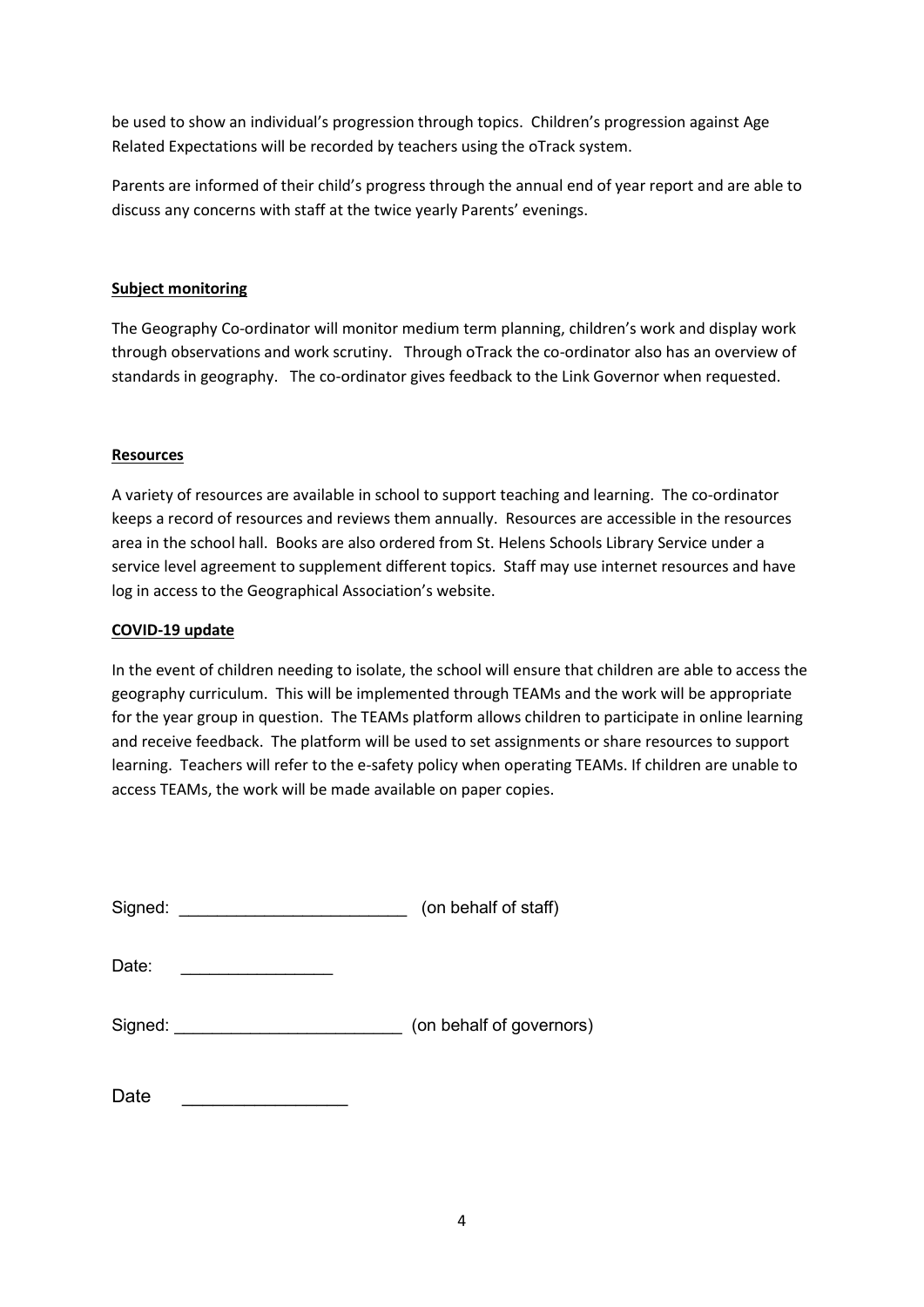be used to show an individual's progression through topics. Children's progression against Age Related Expectations will be recorded by teachers using the oTrack system.

Parents are informed of their child's progress through the annual end of year report and are able to discuss any concerns with staff at the twice yearly Parents' evenings.

**Subject monitoring**

The Geography Co-ordinator will monitor medium term planning, children's work and display work through observations and work scrutiny. Through oTrack the co-ordinator also has an overview of standards in geography. The co-ordinator gives feedback to the Link Governor when requested.

**Resources**

A variety of resources are available in school to support teaching and learning. The co-ordinator keeps a record of resources and reviews them annually. Resources are accessible in the resources area in the school hall. Books are also ordered from St. Helens Schools Library Service under a service level agreement to supplement different topics. Staff may use internet resources and have log in access to the Geographical Association's website.

**COVID-19 update**

In the event of children needing to isolate, the school will ensure that children are able to access the geography curriculum. This will be implemented through TEAMs and the work will be appropriate for the year group in question. The TEAMs platform allows children to participate in online learning and receive feedback. The platform will be used to set assignments or share resources to support learning. Teachers will refer to the e-safety policy when operating TEAMs. If children are unable to access TEAMs, the work will be made available on paper copies.

Signed: ________________________ (on behalf of staff)

Date: ________________

Signed: ________________________ (on behalf of governors)

Date ________________